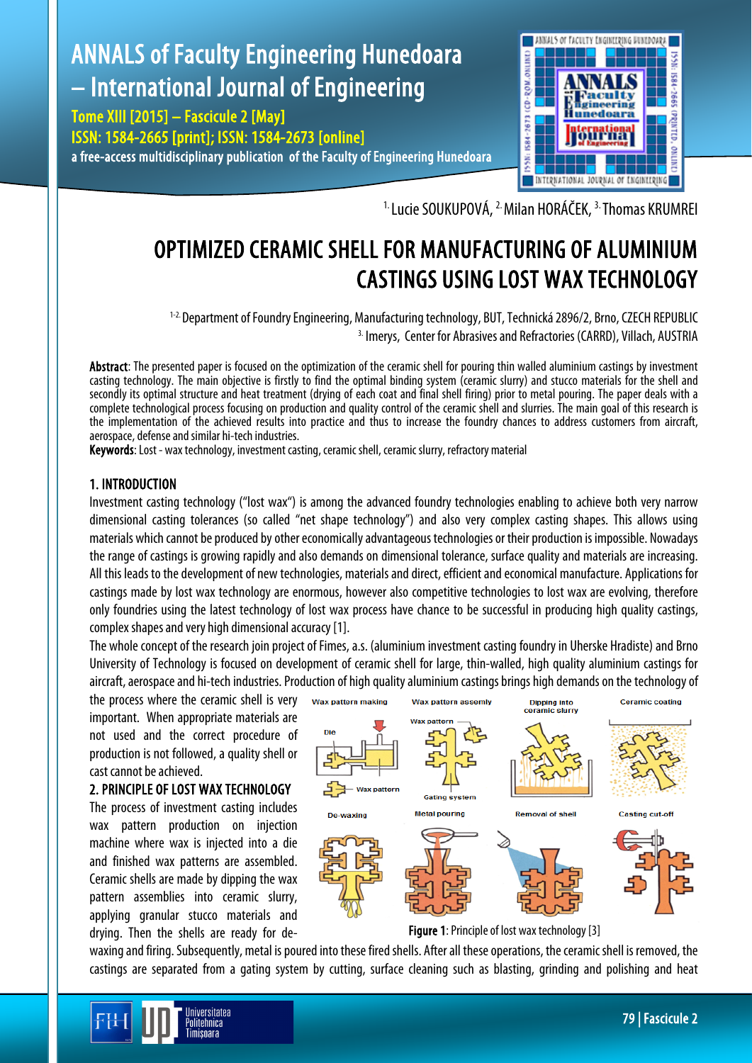[1.] Lucie SOUKUPOVÁ, [2.] Milan HORÁČEK, [3.] Thomas KRUMREI

# OPTIMIZED CERAMIC SHELL FOR MANUFACTURING OF ALUMINIUM CASTINGS USING LOST WAX TECHNOLOGY

[1-2.] Department of Foundry Engineering, Manufacturing technology, BUT, Technická 2896/2, Brno, CZECH REPUBLIC
[3.] Imerys, Center for Abrasives and Refractories (CARRD), Villach, AUSTRIA

**Abstract**: The presented paper is focused on the optimization of the ceramic shell for pouring thin walled aluminium castings by investment casting technology. The main objective is firstly to find the optimal binding system (ceramic slurry) and stucco materials for the shell and secondly its optimal structure and heat treatment (drying of each coat and final shell firing) prior to metal pouring. The paper deals with a complete technological process focusing on production and quality control of the ceramic shell and slurries. The main goal of this research is the implementation of the achieved results into practice and thus to increase the foundry chances to address customers from aircraft, aerospace, defense and similar hi-tech industries.

**Keywords**: Lost - wax technology, investment casting, ceramic shell, ceramic slurry, refractory material

## 1. INTRODUCTION

Investment casting technology ("lost wax") is among the advanced foundry technologies enabling to achieve both very narrow dimensional casting tolerances (so called "net shape technology") and also very complex casting shapes. This allows using materials which cannot be produced by other economically advantageous technologies or their production is impossible. Nowadays the range of castings is growing rapidly and also demands on dimensional tolerance, surface quality and materials are increasing. All this leads to the development of new technologies, materials and direct, efficient and economical manufacture. Applications for castings made by lost wax technology are enormous, however also competitive technologies to lost wax are evolving, therefore only foundries using the latest technology of lost wax process have chance to be successful in producing high quality castings, complex shapes and very high dimensional accuracy [1].

The whole concept of the research join project of Fimes, a.s. (aluminium investment casting foundry in Uherske Hradiste) and Brno University of Technology is focused on development of ceramic shell for large, thin-walled, high quality aluminium castings for aircraft, aerospace and hi-tech industries. Production of high quality aluminium castings brings high demands on the technology of the process where the ceramic shell is very important. When appropriate materials are not used and the correct procedure of production is not followed, a quality shell or cast cannot be achieved.

## 2. PRINCIPLE OF LOST WAX TECHNOLOGY

The process of investment casting includes wax pattern production on injection machine where wax is injected into a die and finished wax patterns are assembled. Ceramic shells are made by dipping the wax pattern assemblies into ceramic slurry, applying granular stucco materials and drying. Then the shells are ready for de-waxing and firing. Subsequently, metal is poured into these fired shells. After all these operations, the ceramic shell is removed, the castings are separated from a gating system by cutting, surface cleaning such as blasting, grinding and polishing and heat

**Figure 1**: Principle of lost wax technology [3]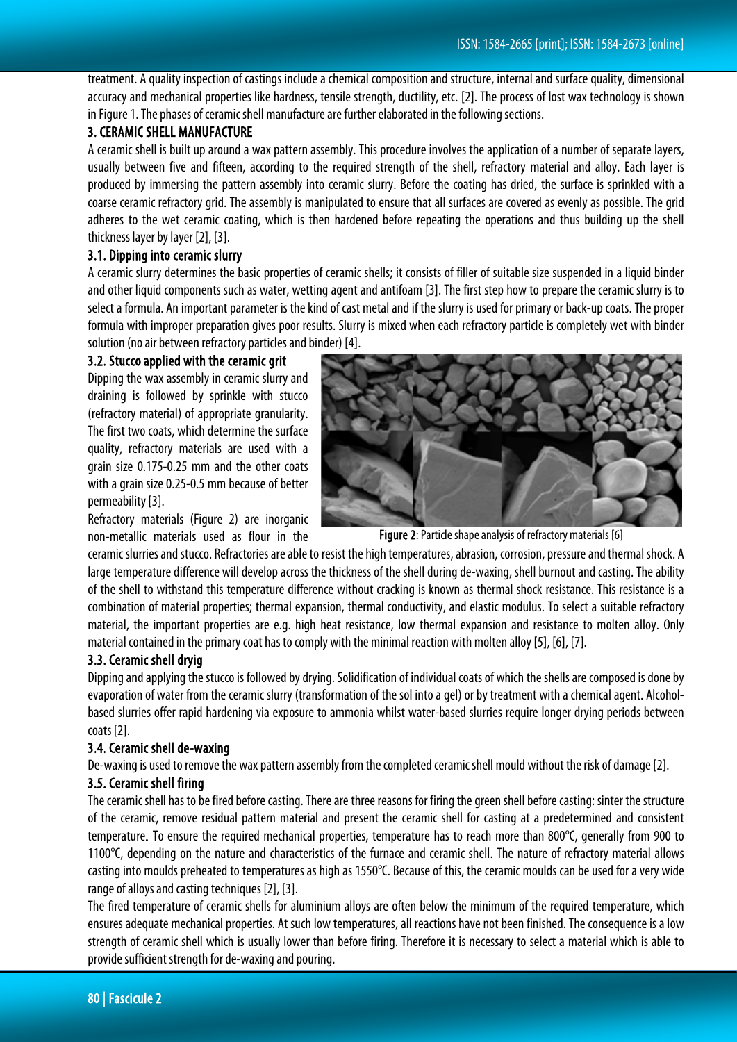treatment. A quality inspection of castings include a chemical composition and structure, internal and surface quality, dimensional accuracy and mechanical properties like hardness, tensile strength, ductility, etc. [2]. The process of lost wax technology is shown in Figure 1. The phases of ceramic shell manufacture are further elaborated in the following sections.

## 3. CERAMIC SHELL MANUFACTURE

A ceramic shell is built up around a wax pattern assembly. This procedure involves the application of a number of separate layers, usually between five and fifteen, according to the required strength of the shell, refractory material and alloy. Each layer is produced by immersing the pattern assembly into ceramic slurry. Before the coating has dried, the surface is sprinkled with a coarse ceramic refractory grid. The assembly is manipulated to ensure that all surfaces are covered as evenly as possible. The grid adheres to the wet ceramic coating, which is then hardened before repeating the operations and thus building up the shell thickness layer by layer [2], [3].

### 3.1. Dipping into ceramic slurry

A ceramic slurry determines the basic properties of ceramic shells; it consists of filler of suitable size suspended in a liquid binder and other liquid components such as water, wetting agent and antifoam [3]. The first step how to prepare the ceramic slurry is to select a formula. An important parameter is the kind of cast metal and if the slurry is used for primary or back-up coats. The proper formula with improper preparation gives poor results. Slurry is mixed when each refractory particle is completely wet with binder solution (no air between refractory particles and binder) [4].

### 3.2. Stucco applied with the ceramic grit

Dipping the wax assembly in ceramic slurry and draining is followed by sprinkle with stucco (refractory material) of appropriate granularity. The first two coats, which determine the surface quality, refractory materials are used with a grain size 0.175-0.25 mm and the other coats with a grain size 0.25-0.5 mm because of better permeability [3].

Refractory materials (Figure 2) are inorganic non-metallic materials used as flour in the ceramic slurries and stucco. Refractories are able to resist the high temperatures, abrasion, corrosion, pressure and thermal shock. A large temperature difference will develop across the thickness of the shell during de-waxing, shell burnout and casting. The ability of the shell to withstand this temperature difference without cracking is known as thermal shock resistance. This resistance is a combination of material properties; thermal expansion, thermal conductivity, and elastic modulus. To select a suitable refractory material, the important properties are e.g. high heat resistance, low thermal expansion and resistance to molten alloy. Only material contained in the primary coat has to comply with the minimal reaction with molten alloy [5], [6], [7].

**Figure 2**: Particle shape analysis of refractory materials [6]

### 3.3. Ceramic shell dryig

Dipping and applying the stucco is followed by drying. Solidification of individual coats of which the shells are composed is done by evaporation of water from the ceramic slurry (transformation of the sol into a gel) or by treatment with a chemical agent. Alcohol-based slurries offer rapid hardening via exposure to ammonia whilst water-based slurries require longer drying periods between coats [2].

### 3.4. Ceramic shell de-waxing

De-waxing is used to remove the wax pattern assembly from the completed ceramic shell mould without the risk of damage [2].

### 3.5. Ceramic shell firing

The ceramic shell has to be fired before casting. There are three reasons for firing the green shell before casting: sinter the structure of the ceramic, remove residual pattern material and present the ceramic shell for casting at a predetermined and consistent temperature. To ensure the required mechanical properties, temperature has to reach more than 800°C, generally from 900 to 1100°C, depending on the nature and characteristics of the furnace and ceramic shell. The nature of refractory material allows casting into moulds preheated to temperatures as high as 1550°C. Because of this, the ceramic moulds can be used for a very wide range of alloys and casting techniques [2], [3].

The fired temperature of ceramic shells for aluminium alloys are often below the minimum of the required temperature, which ensures adequate mechanical properties. At such low temperatures, all reactions have not been finished. The consequence is a low strength of ceramic shell which is usually lower than before firing. Therefore it is necessary to select a material which is able to provide sufficient strength for de-waxing and pouring.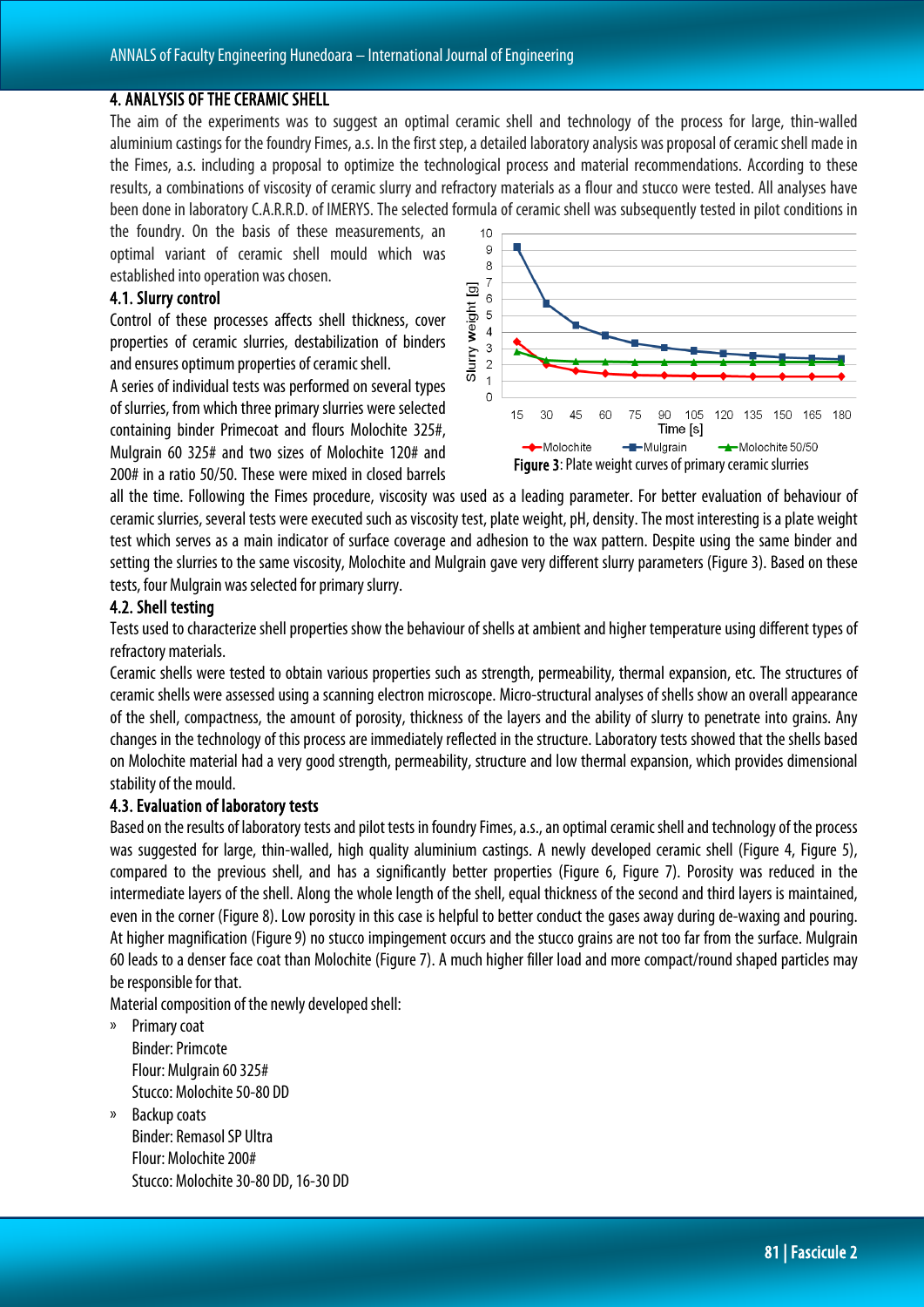## 4. ANALYSIS OF THE CERAMIC SHELL

The aim of the experiments was to suggest an optimal ceramic shell and technology of the process for large, thin-walled aluminium castings for the foundry Fimes, a.s. In the first step, a detailed laboratory analysis was proposal of ceramic shell made in the Fimes, a.s. including a proposal to optimize the technological process and material recommendations. According to these results, a combinations of viscosity of ceramic slurry and refractory materials as a flour and stucco were tested. All analyses have been done in laboratory C.A.R.R.D. of IMERYS. The selected formula of ceramic shell was subsequently tested in pilot conditions in the foundry. On the basis of these measurements, an optimal variant of ceramic shell mould which was established into operation was chosen.

### 4.1. Slurry control

Control of these processes affects shell thickness, cover properties of ceramic slurries, destabilization of binders and ensures optimum properties of ceramic shell.

A series of individual tests was performed on several types of slurries, from which three primary slurries were selected containing binder Primecoat and flours Molochite 325#, Mulgrain 60 325# and two sizes of Molochite 120# and 200# in a ratio 50/50. These were mixed in closed barrels all the time. Following the Fimes procedure, viscosity was used as a leading parameter. For better evaluation of behaviour of ceramic slurries, several tests were executed such as viscosity test, plate weight, pH, density. The most interesting is a plate weight test which serves as a main indicator of surface coverage and adhesion to the wax pattern. Despite using the same binder and setting the slurries to the same viscosity, Molochite and Mulgrain gave very different slurry parameters (Figure 3). Based on these tests, four Mulgrain was selected for primary slurry.

**Figure 3**: Plate weight curves of primary ceramic slurries

### 4.2. Shell testing

Tests used to characterize shell properties show the behaviour of shells at ambient and higher temperature using different types of refractory materials.

Ceramic shells were tested to obtain various properties such as strength, permeability, thermal expansion, etc. The structures of ceramic shells were assessed using a scanning electron microscope. Micro-structural analyses of shells show an overall appearance of the shell, compactness, the amount of porosity, thickness of the layers and the ability of slurry to penetrate into grains. Any changes in the technology of this process are immediately reflected in the structure. Laboratory tests showed that the shells based on Molochite material had a very good strength, permeability, structure and low thermal expansion, which provides dimensional stability of the mould.

### 4.3. Evaluation of laboratory tests

Based on the results of laboratory tests and pilot tests in foundry Fimes, a.s., an optimal ceramic shell and technology of the process was suggested for large, thin-walled, high quality aluminium castings. A newly developed ceramic shell (Figure 4, Figure 5), compared to the previous shell, and has a significantly better properties (Figure 6, Figure 7). Porosity was reduced in the intermediate layers of the shell. Along the whole length of the shell, equal thickness of the second and third layers is maintained, even in the corner (Figure 8). Low porosity in this case is helpful to better conduct the gases away during de-waxing and pouring. At higher magnification (Figure 9) no stucco impingement occurs and the stucco grains are not too far from the surface. Mulgrain 60 leads to a denser face coat than Molochite (Figure 7). A much higher filler load and more compact/round shaped particles may be responsible for that.

Material composition of the newly developed shell:

- Primary coat
  Binder: Primcote
  Flour: Mulgrain 60 325#
  Stucco: Molochite 50-80 DD
- Backup coats
  Binder: Remasol SP Ultra
  Flour: Molochite 200#
  Stucco: Molochite 30-80 DD, 16-30 DD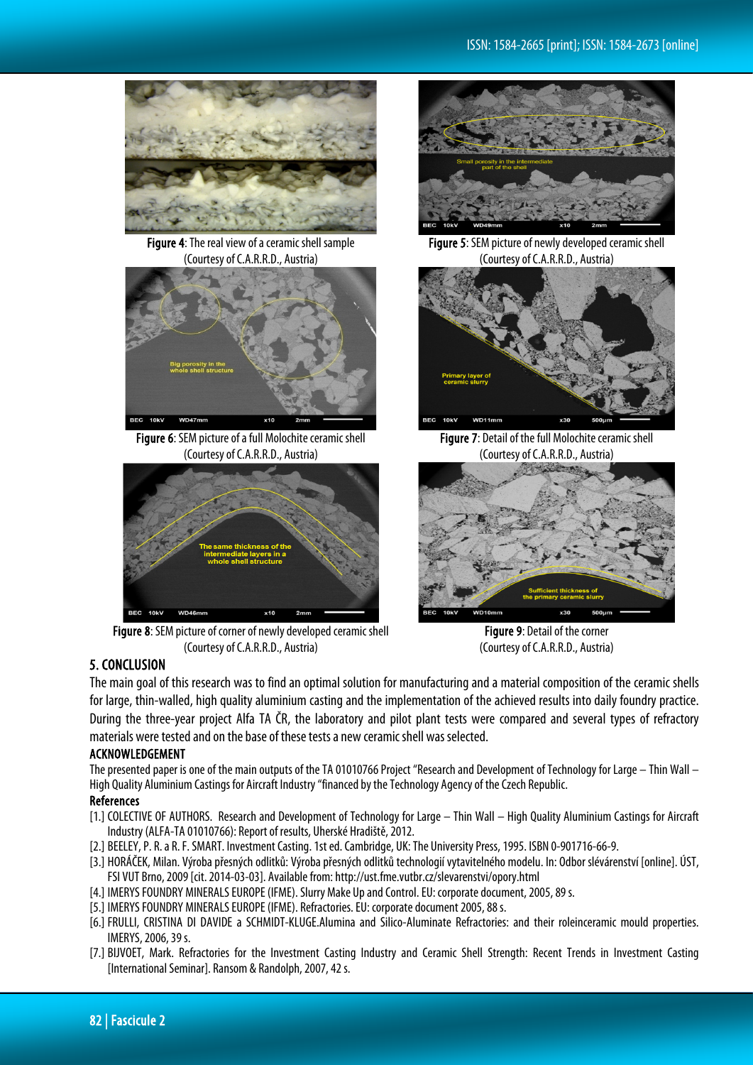Figure 4: The real view of a ceramic shell sample (Courtesy of C.A.R.R.D., Austria)

Figure 5: SEM picture of newly developed ceramic shell (Courtesy of C.A.R.R.D., Austria)

Figure 6: SEM picture of a full Molochite ceramic shell (Courtesy of C.A.R.R.D., Austria)

Figure 7: Detail of the full Molochite ceramic shell (Courtesy of C.A.R.R.D., Austria)

Figure 8: SEM picture of corner of newly developed ceramic shell (Courtesy of C.A.R.R.D., Austria)

Figure 9: Detail of the corner (Courtesy of C.A.R.R.D., Austria)

## 5. CONCLUSION

The main goal of this research was to find an optimal solution for manufacturing and a material composition of the ceramic shells for large, thin-walled, high quality aluminium casting and the implementation of the achieved results into daily foundry practice. During the three-year project Alfa TA ČR, the laboratory and pilot plant tests were compared and several types of refractory materials were tested and on the base of these tests a new ceramic shell was selected.

### ACKNOWLEDGEMENT

The presented paper is one of the main outputs of the TA 01010766 Project "Research and Development of Technology for Large – Thin Wall – High Quality Aluminium Castings for Aircraft Industry "financed by the Technology Agency of the Czech Republic.

### References

[1.] COLECTIVE OF AUTHORS. Research and Development of Technology for Large – Thin Wall – High Quality Aluminium Castings for Aircraft Industry (ALFA-TA 01010766): Report of results, Uherské Hradiště, 2012.

[2.] BEELEY, P. R. a R. F. SMART. Investment Casting. 1st ed. Cambridge, UK: The University Press, 1995. ISBN 0-901716-66-9.

[3.] HORÁČEK, Milan. Výroba přesných odlitků: Výroba přesných odlitků technologií vytavitelného modelu. In: Odbor slévárenství [online]. ÚST, FSI VUT Brno, 2009 [cit. 2014-03-03]. Available from: http://ust.fme.vutbr.cz/slevarenstvi/opory.html

[4.] IMERYS FOUNDRY MINERALS EUROPE (IFME). Slurry Make Up and Control. EU: corporate document, 2005, 89 s.

[5.] IMERYS FOUNDRY MINERALS EUROPE (IFME). Refractories. EU: corporate document 2005, 88 s.

[6.] FRULLI, CRISTINA DI DAVIDE a SCHMIDT-KLUGE.Alumina and Silico-Aluminate Refractories: and their roleinceramic mould properties. IMERYS, 2006, 39 s.

[7.] BIJVOET, Mark. Refractories for the Investment Casting Industry and Ceramic Shell Strength: Recent Trends in Investment Casting [International Seminar]. Ransom & Randolph, 2007, 42 s.